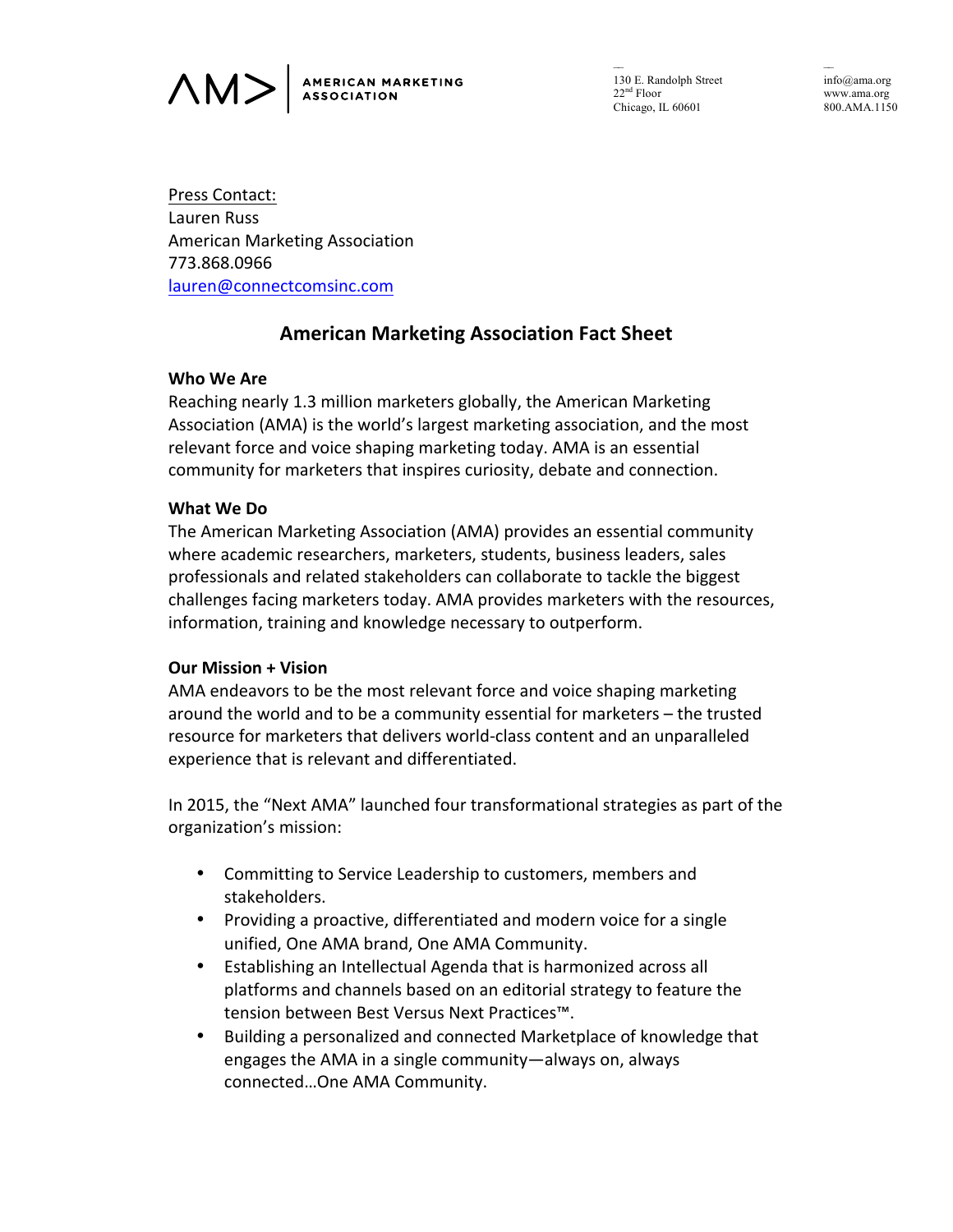AMERICAN MARKETING ASSOCIATION

130 E. Randolph Street
22nd Floor
Chicago, IL 60601

info@ama.org
www.ama.org
800.AMA.1150

Press Contact:
Lauren Russ
American Marketing Association
773.868.0966
lauren@connectcomsinc.com

## American Marketing Association Fact Sheet

**Who We Are**

Reaching nearly 1.3 million marketers globally, the American Marketing Association (AMA) is the world's largest marketing association, and the most relevant force and voice shaping marketing today. AMA is an essential community for marketers that inspires curiosity, debate and connection.

**What We Do**

The American Marketing Association (AMA) provides an essential community where academic researchers, marketers, students, business leaders, sales professionals and related stakeholders can collaborate to tackle the biggest challenges facing marketers today. AMA provides marketers with the resources, information, training and knowledge necessary to outperform.

**Our Mission + Vision**

AMA endeavors to be the most relevant force and voice shaping marketing around the world and to be a community essential for marketers – the trusted resource for marketers that delivers world-class content and an unparalleled experience that is relevant and differentiated.

In 2015, the "Next AMA" launched four transformational strategies as part of the organization's mission:

- Committing to Service Leadership to customers, members and stakeholders.
- Providing a proactive, differentiated and modern voice for a single unified, One AMA brand, One AMA Community.
- Establishing an Intellectual Agenda that is harmonized across all platforms and channels based on an editorial strategy to feature the tension between Best Versus Next Practices™.
- Building a personalized and connected Marketplace of knowledge that engages the AMA in a single community—always on, always connected…One AMA Community.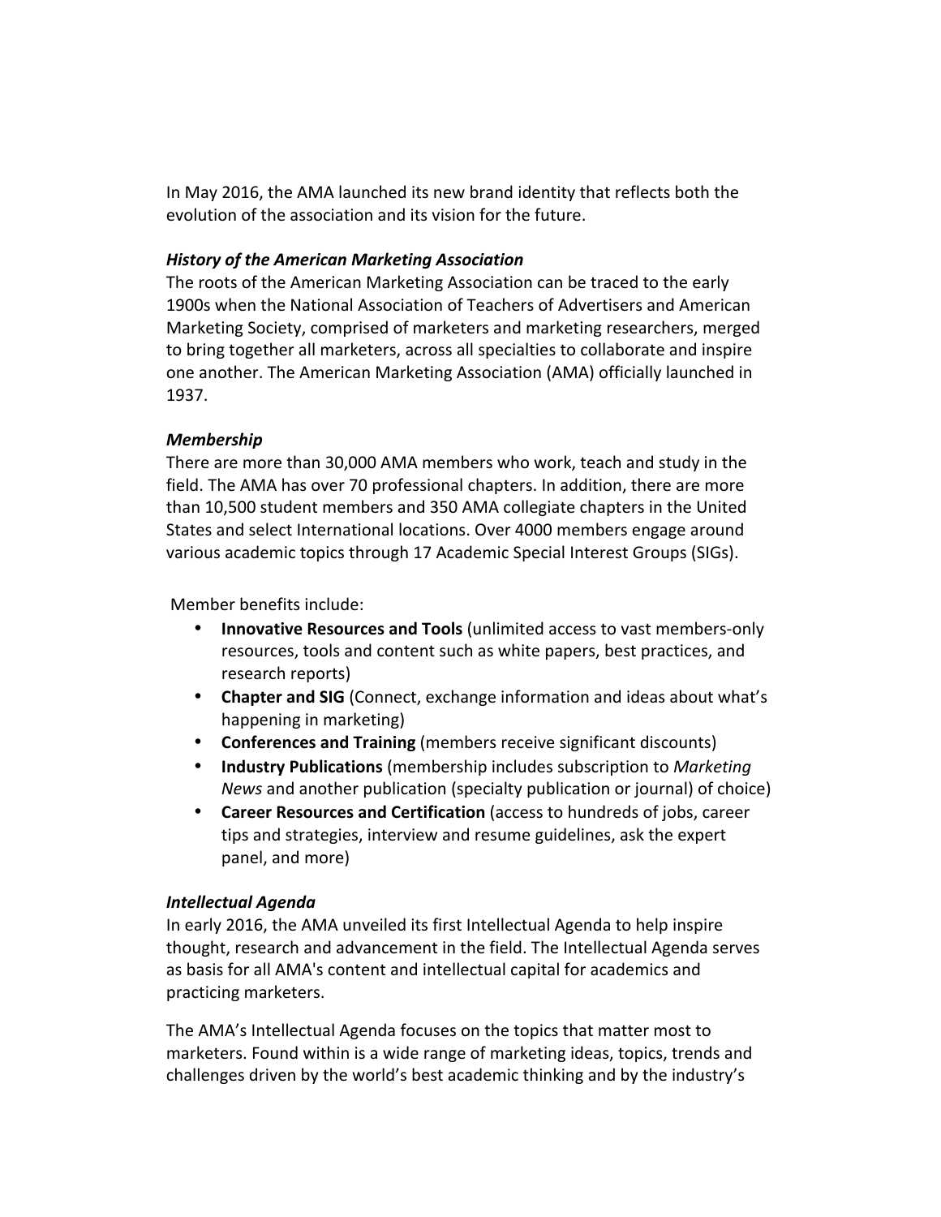In May 2016, the AMA launched its new brand identity that reflects both the evolution of the association and its vision for the future.

***History of the American Marketing Association***

The roots of the American Marketing Association can be traced to the early 1900s when the National Association of Teachers of Advertisers and American Marketing Society, comprised of marketers and marketing researchers, merged to bring together all marketers, across all specialties to collaborate and inspire one another. The American Marketing Association (AMA) officially launched in 1937.

***Membership***

There are more than 30,000 AMA members who work, teach and study in the field. The AMA has over 70 professional chapters. In addition, there are more than 10,500 student members and 350 AMA collegiate chapters in the United States and select International locations. Over 4000 members engage around various academic topics through 17 Academic Special Interest Groups (SIGs).

Member benefits include:

- **Innovative Resources and Tools** (unlimited access to vast members-only resources, tools and content such as white papers, best practices, and research reports)
- **Chapter and SIG** (Connect, exchange information and ideas about what's happening in marketing)
- **Conferences and Training** (members receive significant discounts)
- **Industry Publications** (membership includes subscription to *Marketing News* and another publication (specialty publication or journal) of choice)
- **Career Resources and Certification** (access to hundreds of jobs, career tips and strategies, interview and resume guidelines, ask the expert panel, and more)

***Intellectual Agenda***

In early 2016, the AMA unveiled its first Intellectual Agenda to help inspire thought, research and advancement in the field. The Intellectual Agenda serves as basis for all AMA's content and intellectual capital for academics and practicing marketers.

The AMA's Intellectual Agenda focuses on the topics that matter most to marketers. Found within is a wide range of marketing ideas, topics, trends and challenges driven by the world's best academic thinking and by the industry's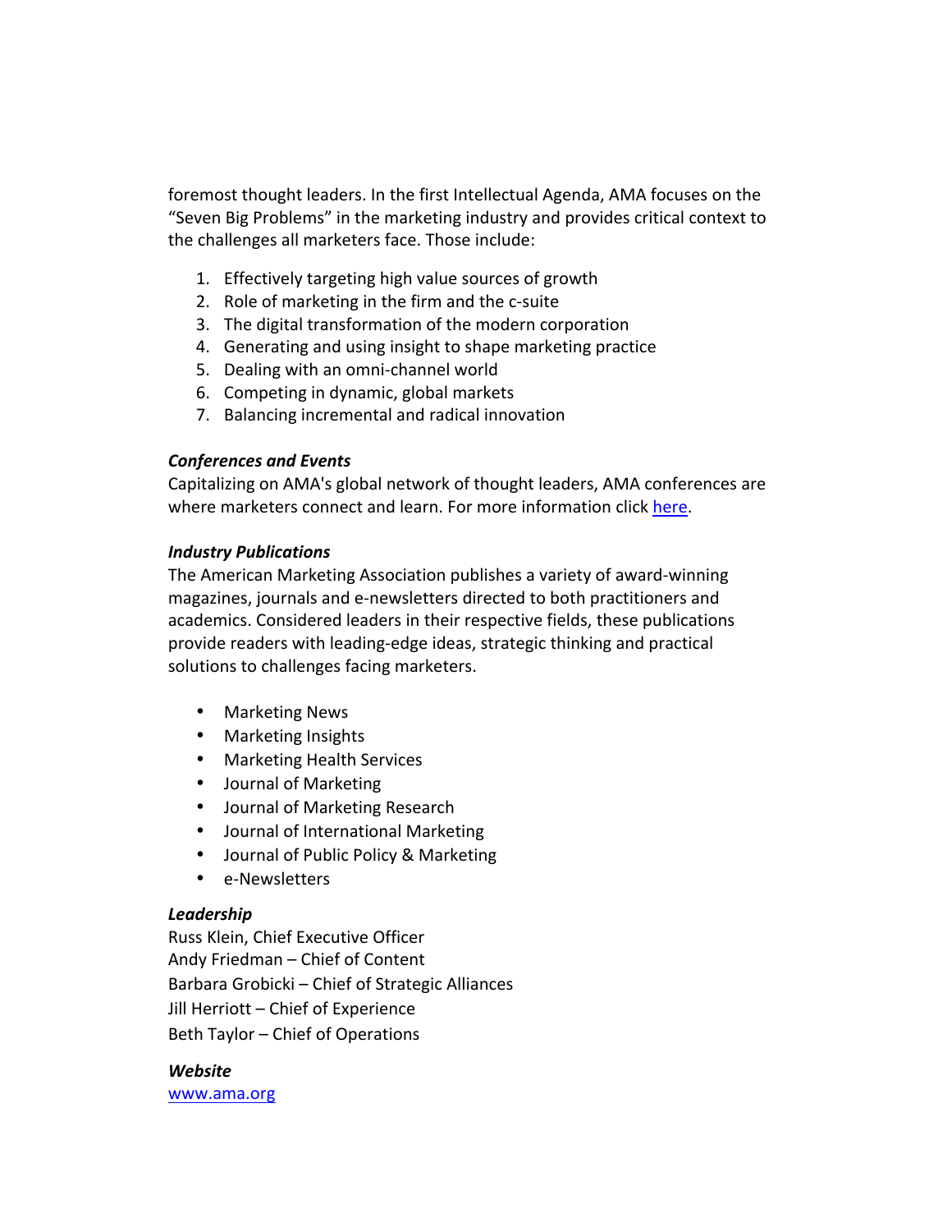foremost thought leaders. In the first Intellectual Agenda, AMA focuses on the "Seven Big Problems" in the marketing industry and provides critical context to the challenges all marketers face. Those include:

1. Effectively targeting high value sources of growth
2. Role of marketing in the firm and the c-suite
3. The digital transformation of the modern corporation
4. Generating and using insight to shape marketing practice
5. Dealing with an omni-channel world
6. Competing in dynamic, global markets
7. Balancing incremental and radical innovation

***Conferences and Events***

Capitalizing on AMA's global network of thought leaders, AMA conferences are where marketers connect and learn. For more information click here.

***Industry Publications***

The American Marketing Association publishes a variety of award-winning magazines, journals and e-newsletters directed to both practitioners and academics. Considered leaders in their respective fields, these publications provide readers with leading-edge ideas, strategic thinking and practical solutions to challenges facing marketers.

- Marketing News
- Marketing Insights
- Marketing Health Services
- Journal of Marketing
- Journal of Marketing Research
- Journal of International Marketing
- Journal of Public Policy & Marketing
- e-Newsletters

***Leadership***

Russ Klein, Chief Executive Officer
Andy Friedman – Chief of Content
Barbara Grobicki – Chief of Strategic Alliances
Jill Herriott – Chief of Experience
Beth Taylor – Chief of Operations

***Website***

www.ama.org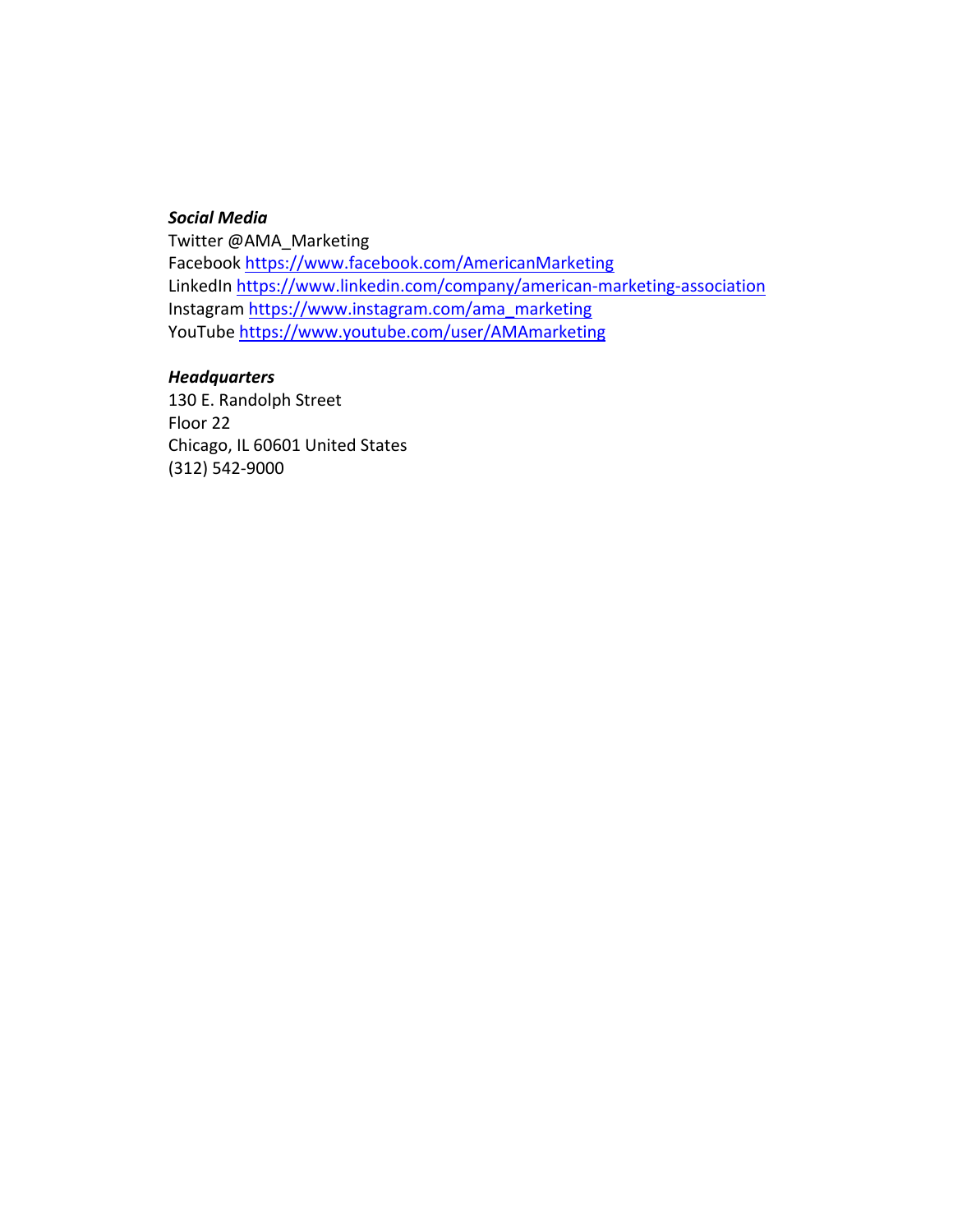***Social Media***

Twitter @AMA_Marketing
Facebook https://www.facebook.com/AmericanMarketing
LinkedIn https://www.linkedin.com/company/american-marketing-association
Instagram https://www.instagram.com/ama_marketing
YouTube https://www.youtube.com/user/AMAmarketing

***Headquarters***

130 E. Randolph Street
Floor 22
Chicago, IL 60601 United States
(312) 542-9000